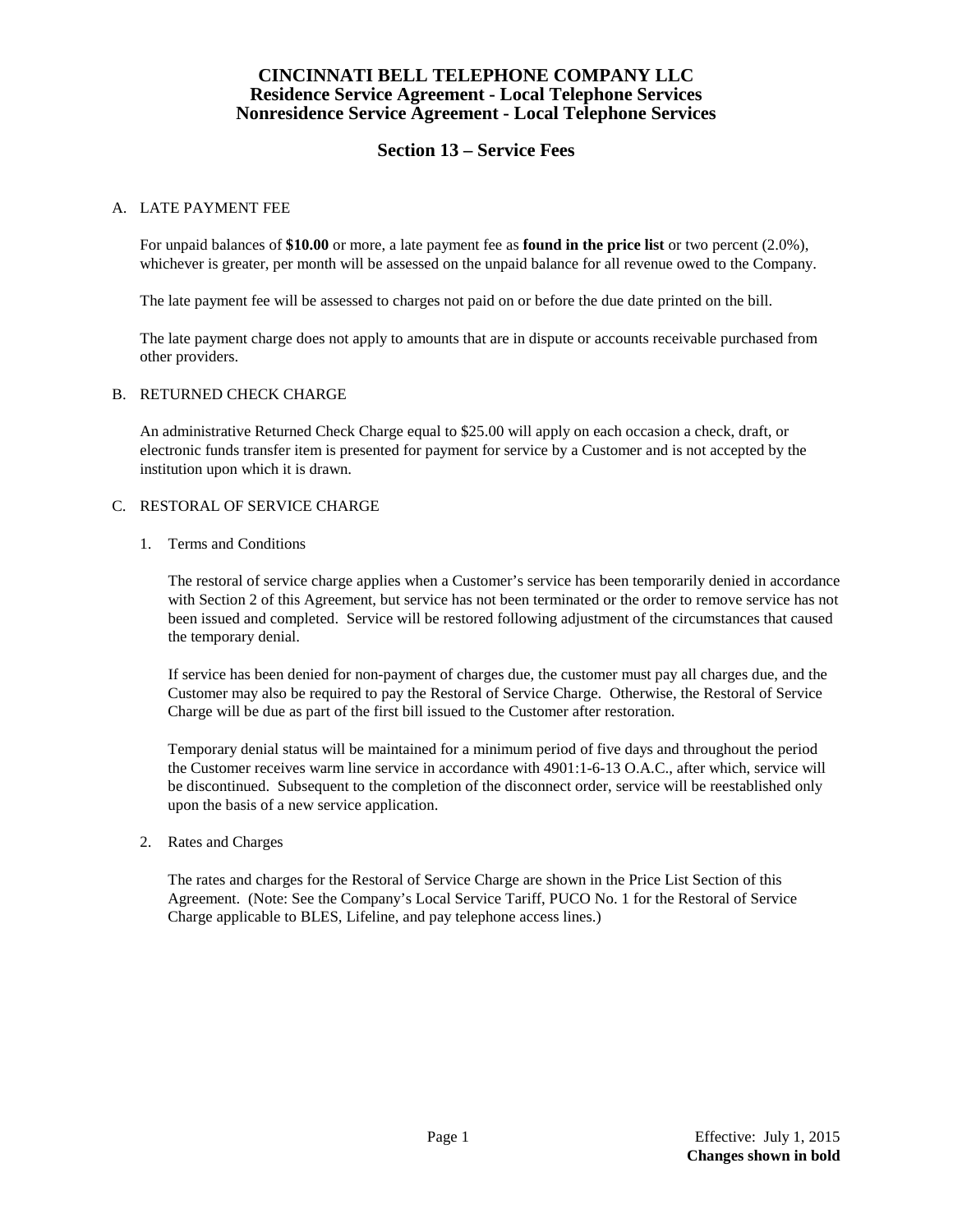# CINCINNATI BELL TELEPHONE COMPANY LLC
## Residence Service Agreement - Local Telephone Services
## Nonresidence Service Agreement - Local Telephone Services

## Section 13 – Service Fees

A. LATE PAYMENT FEE

For unpaid balances of **$10.00** or more, a late payment fee as **found in the price list** or two percent (2.0%), whichever is greater, per month will be assessed on the unpaid balance for all revenue owed to the Company.

The late payment fee will be assessed to charges not paid on or before the due date printed on the bill.

The late payment charge does not apply to amounts that are in dispute or accounts receivable purchased from other providers.

B. RETURNED CHECK CHARGE

An administrative Returned Check Charge equal to $25.00 will apply on each occasion a check, draft, or electronic funds transfer item is presented for payment for service by a Customer and is not accepted by the institution upon which it is drawn.

C. RESTORAL OF SERVICE CHARGE

1. Terms and Conditions

   The restoral of service charge applies when a Customer's service has been temporarily denied in accordance with Section 2 of this Agreement, but service has not been terminated or the order to remove service has not been issued and completed. Service will be restored following adjustment of the circumstances that caused the temporary denial.

   If service has been denied for non-payment of charges due, the customer must pay all charges due, and the Customer may also be required to pay the Restoral of Service Charge. Otherwise, the Restoral of Service Charge will be due as part of the first bill issued to the Customer after restoration.

   Temporary denial status will be maintained for a minimum period of five days and throughout the period the Customer receives warm line service in accordance with 4901:1-6-13 O.A.C., after which, service will be discontinued. Subsequent to the completion of the disconnect order, service will be reestablished only upon the basis of a new service application.

2. Rates and Charges

   The rates and charges for the Restoral of Service Charge are shown in the Price List Section of this Agreement. (Note: See the Company's Local Service Tariff, PUCO No. 1 for the Restoral of Service Charge applicable to BLES, Lifeline, and pay telephone access lines.)

Effective: July 1, 2015
**Changes shown in bold**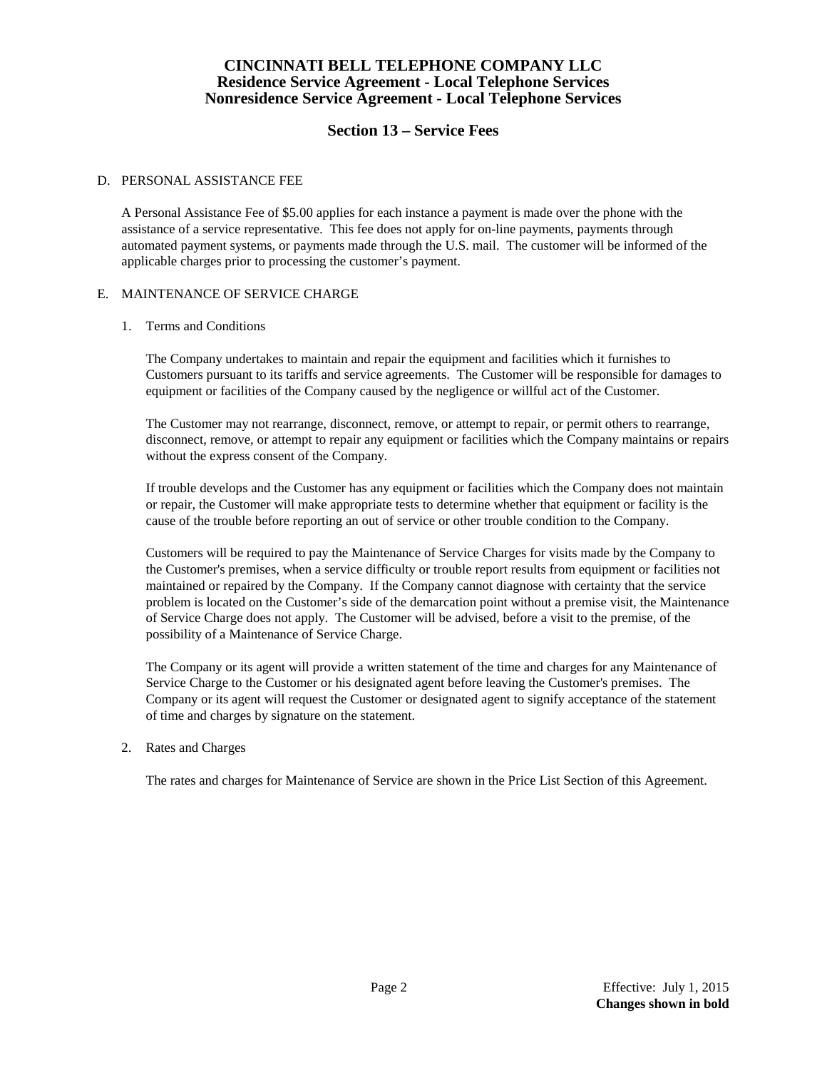## D. PERSONAL ASSISTANCE FEE

A Personal Assistance Fee of $5.00 applies for each instance a payment is made over the phone with the assistance of a service representative. This fee does not apply for on-line payments, payments through automated payment systems, or payments made through the U.S. mail. The customer will be informed of the applicable charges prior to processing the customer's payment.

## E. MAINTENANCE OF SERVICE CHARGE

### 1. Terms and Conditions

The Company undertakes to maintain and repair the equipment and facilities which it furnishes to Customers pursuant to its tariffs and service agreements. The Customer will be responsible for damages to equipment or facilities of the Company caused by the negligence or willful act of the Customer.

The Customer may not rearrange, disconnect, remove, or attempt to repair, or permit others to rearrange, disconnect, remove, or attempt to repair any equipment or facilities which the Company maintains or repairs without the express consent of the Company.

If trouble develops and the Customer has any equipment or facilities which the Company does not maintain or repair, the Customer will make appropriate tests to determine whether that equipment or facility is the cause of the trouble before reporting an out of service or other trouble condition to the Company.

Customers will be required to pay the Maintenance of Service Charges for visits made by the Company to the Customer's premises, when a service difficulty or trouble report results from equipment or facilities not maintained or repaired by the Company. If the Company cannot diagnose with certainty that the service problem is located on the Customer's side of the demarcation point without a premise visit, the Maintenance of Service Charge does not apply. The Customer will be advised, before a visit to the premise, of the possibility of a Maintenance of Service Charge.

The Company or its agent will provide a written statement of the time and charges for any Maintenance of Service Charge to the Customer or his designated agent before leaving the Customer's premises. The Company or its agent will request the Customer or designated agent to signify acceptance of the statement of time and charges by signature on the statement.

### 2. Rates and Charges

The rates and charges for Maintenance of Service are shown in the Price List Section of this Agreement.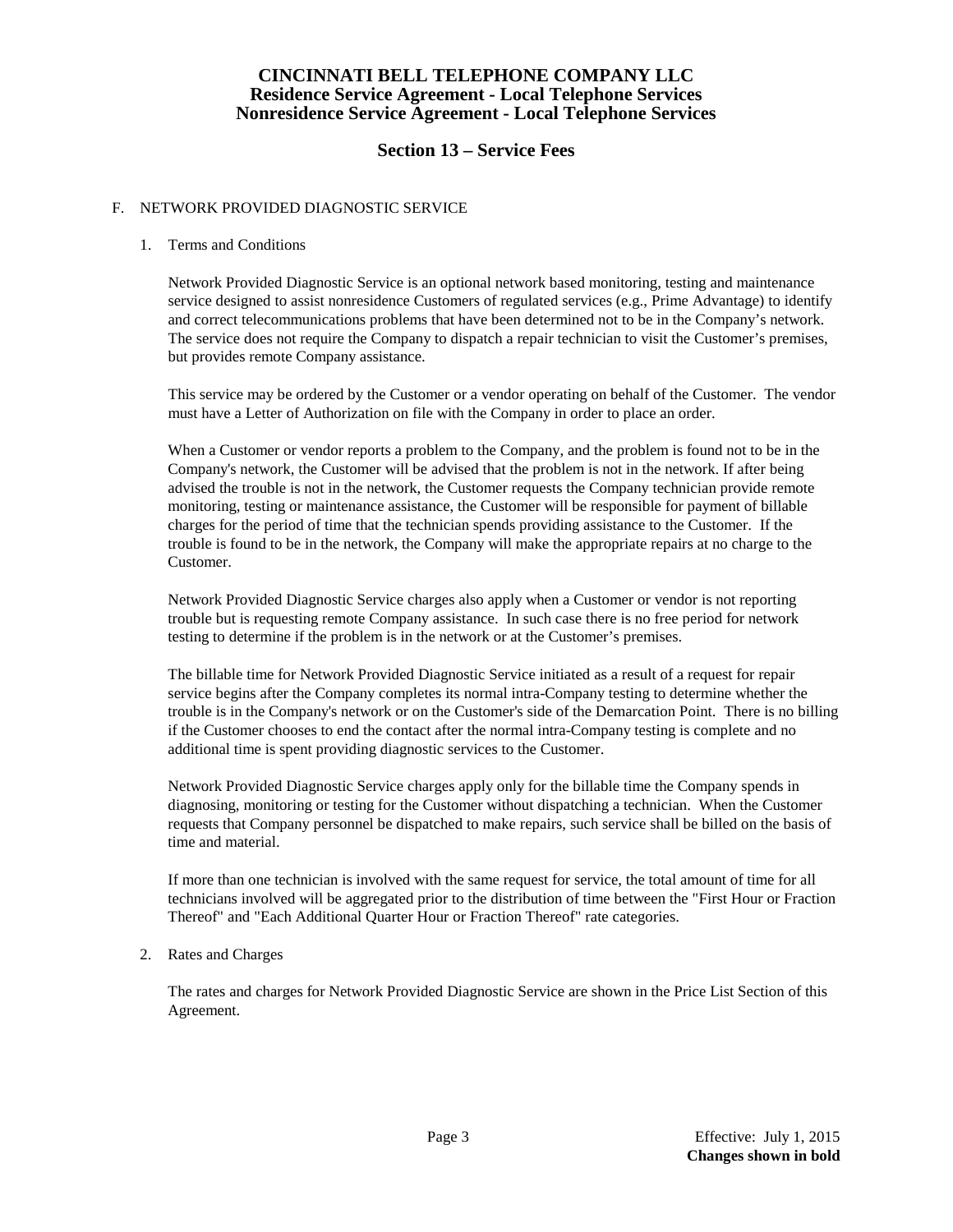# CINCINNATI BELL TELEPHONE COMPANY LLC
## Residence Service Agreement - Local Telephone Services
## Nonresidence Service Agreement - Local Telephone Services

## Section 13 – Service Fees

F. NETWORK PROVIDED DIAGNOSTIC SERVICE

1. Terms and Conditions

   Network Provided Diagnostic Service is an optional network based monitoring, testing and maintenance service designed to assist nonresidence Customers of regulated services (e.g., Prime Advantage) to identify and correct telecommunications problems that have been determined not to be in the Company's network. The service does not require the Company to dispatch a repair technician to visit the Customer's premises, but provides remote Company assistance.

   This service may be ordered by the Customer or a vendor operating on behalf of the Customer. The vendor must have a Letter of Authorization on file with the Company in order to place an order.

   When a Customer or vendor reports a problem to the Company, and the problem is found not to be in the Company's network, the Customer will be advised that the problem is not in the network. If after being advised the trouble is not in the network, the Customer requests the Company technician provide remote monitoring, testing or maintenance assistance, the Customer will be responsible for payment of billable charges for the period of time that the technician spends providing assistance to the Customer. If the trouble is found to be in the network, the Company will make the appropriate repairs at no charge to the Customer.

   Network Provided Diagnostic Service charges also apply when a Customer or vendor is not reporting trouble but is requesting remote Company assistance. In such case there is no free period for network testing to determine if the problem is in the network or at the Customer's premises.

   The billable time for Network Provided Diagnostic Service initiated as a result of a request for repair service begins after the Company completes its normal intra-Company testing to determine whether the trouble is in the Company's network or on the Customer's side of the Demarcation Point. There is no billing if the Customer chooses to end the contact after the normal intra-Company testing is complete and no additional time is spent providing diagnostic services to the Customer.

   Network Provided Diagnostic Service charges apply only for the billable time the Company spends in diagnosing, monitoring or testing for the Customer without dispatching a technician. When the Customer requests that Company personnel be dispatched to make repairs, such service shall be billed on the basis of time and material.

   If more than one technician is involved with the same request for service, the total amount of time for all technicians involved will be aggregated prior to the distribution of time between the "First Hour or Fraction Thereof" and "Each Additional Quarter Hour or Fraction Thereof" rate categories.

2. Rates and Charges

   The rates and charges for Network Provided Diagnostic Service are shown in the Price List Section of this Agreement.

Effective: July 1, 2015
**Changes shown in bold**